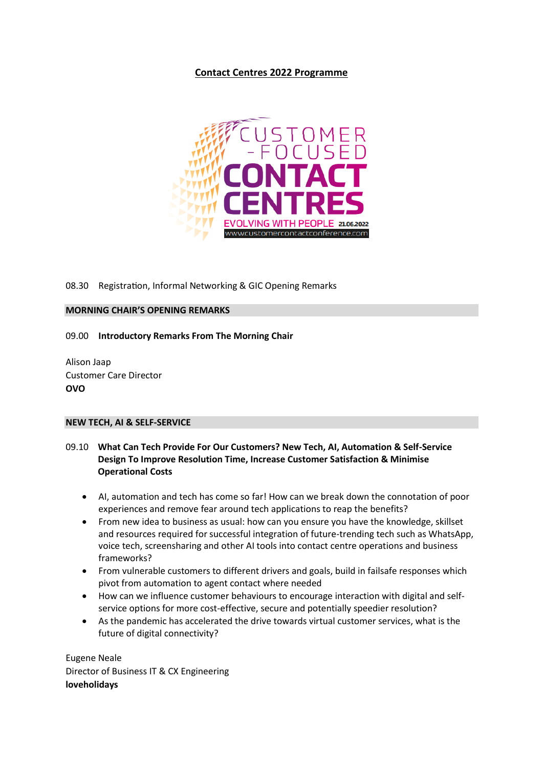# Contact Centres 2022 Programme

08.30 Registration, Informal Networking & GIC Opening Remarks

## MORNING CHAIR'S OPENING REMARKS

09.00 **Introductory Remarks From The Morning Chair**

Alison Jaap
Customer Care Director
**OVO**

## NEW TECH, AI & SELF-SERVICE

09.10 **What Can Tech Provide For Our Customers? New Tech, AI, Automation & Self-Service Design To Improve Resolution Time, Increase Customer Satisfaction & Minimise Operational Costs**

- AI, automation and tech has come so far! How can we break down the connotation of poor experiences and remove fear around tech applications to reap the benefits?
- From new idea to business as usual: how can you ensure you have the knowledge, skillset and resources required for successful integration of future-trending tech such as WhatsApp, voice tech, screensharing and other AI tools into contact centre operations and business frameworks?
- From vulnerable customers to different drivers and goals, build in failsafe responses which pivot from automation to agent contact where needed
- How can we influence customer behaviours to encourage interaction with digital and self-service options for more cost-effective, secure and potentially speedier resolution?
- As the pandemic has accelerated the drive towards virtual customer services, what is the future of digital connectivity?

Eugene Neale
Director of Business IT & CX Engineering
**loveholidays**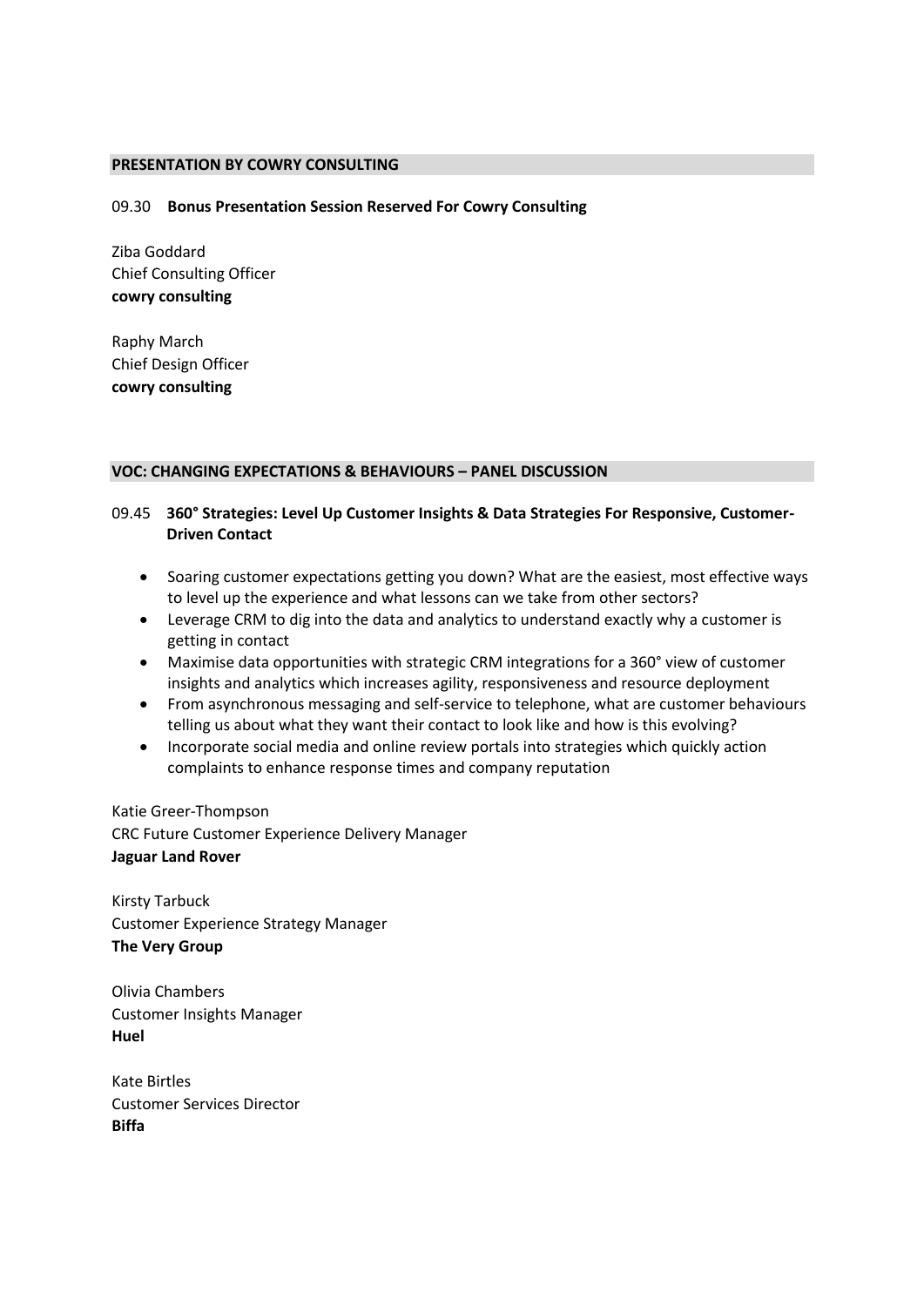## PRESENTATION BY COWRY CONSULTING

09.30 **Bonus Presentation Session Reserved For Cowry Consulting**

Ziba Goddard
Chief Consulting Officer
**cowry consulting**

Raphy March
Chief Design Officer
**cowry consulting**

## VOC: CHANGING EXPECTATIONS & BEHAVIOURS – PANEL DISCUSSION

09.45 **360° Strategies: Level Up Customer Insights & Data Strategies For Responsive, Customer-Driven Contact**

- Soaring customer expectations getting you down? What are the easiest, most effective ways to level up the experience and what lessons can we take from other sectors?
- Leverage CRM to dig into the data and analytics to understand exactly why a customer is getting in contact
- Maximise data opportunities with strategic CRM integrations for a 360° view of customer insights and analytics which increases agility, responsiveness and resource deployment
- From asynchronous messaging and self-service to telephone, what are customer behaviours telling us about what they want their contact to look like and how is this evolving?
- Incorporate social media and online review portals into strategies which quickly action complaints to enhance response times and company reputation

Katie Greer-Thompson
CRC Future Customer Experience Delivery Manager
**Jaguar Land Rover**

Kirsty Tarbuck
Customer Experience Strategy Manager
**The Very Group**

Olivia Chambers
Customer Insights Manager
**Huel**

Kate Birtles
Customer Services Director
**Biffa**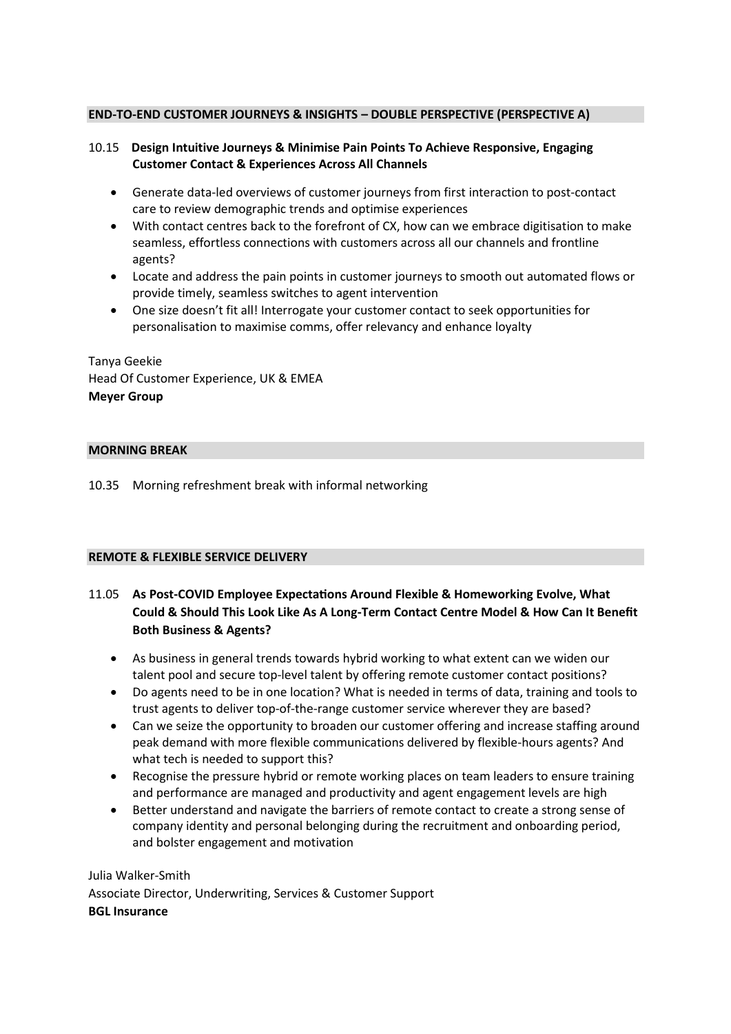## END-TO-END CUSTOMER JOURNEYS & INSIGHTS – DOUBLE PERSPECTIVE (PERSPECTIVE A)

10.15 **Design Intuitive Journeys & Minimise Pain Points To Achieve Responsive, Engaging Customer Contact & Experiences Across All Channels**

- Generate data-led overviews of customer journeys from first interaction to post-contact care to review demographic trends and optimise experiences
- With contact centres back to the forefront of CX, how can we embrace digitisation to make seamless, effortless connections with customers across all our channels and frontline agents?
- Locate and address the pain points in customer journeys to smooth out automated flows or provide timely, seamless switches to agent intervention
- One size doesn't fit all! Interrogate your customer contact to seek opportunities for personalisation to maximise comms, offer relevancy and enhance loyalty

Tanya Geekie
Head Of Customer Experience, UK & EMEA
**Meyer Group**

## MORNING BREAK

10.35 Morning refreshment break with informal networking

## REMOTE & FLEXIBLE SERVICE DELIVERY

11.05 **As Post-COVID Employee Expectations Around Flexible & Homeworking Evolve, What Could & Should This Look Like As A Long-Term Contact Centre Model & How Can It Benefit Both Business & Agents?**

- As business in general trends towards hybrid working to what extent can we widen our talent pool and secure top-level talent by offering remote customer contact positions?
- Do agents need to be in one location? What is needed in terms of data, training and tools to trust agents to deliver top-of-the-range customer service wherever they are based?
- Can we seize the opportunity to broaden our customer offering and increase staffing around peak demand with more flexible communications delivered by flexible-hours agents? And what tech is needed to support this?
- Recognise the pressure hybrid or remote working places on team leaders to ensure training and performance are managed and productivity and agent engagement levels are high
- Better understand and navigate the barriers of remote contact to create a strong sense of company identity and personal belonging during the recruitment and onboarding period, and bolster engagement and motivation

Julia Walker-Smith
Associate Director, Underwriting, Services & Customer Support
**BGL Insurance**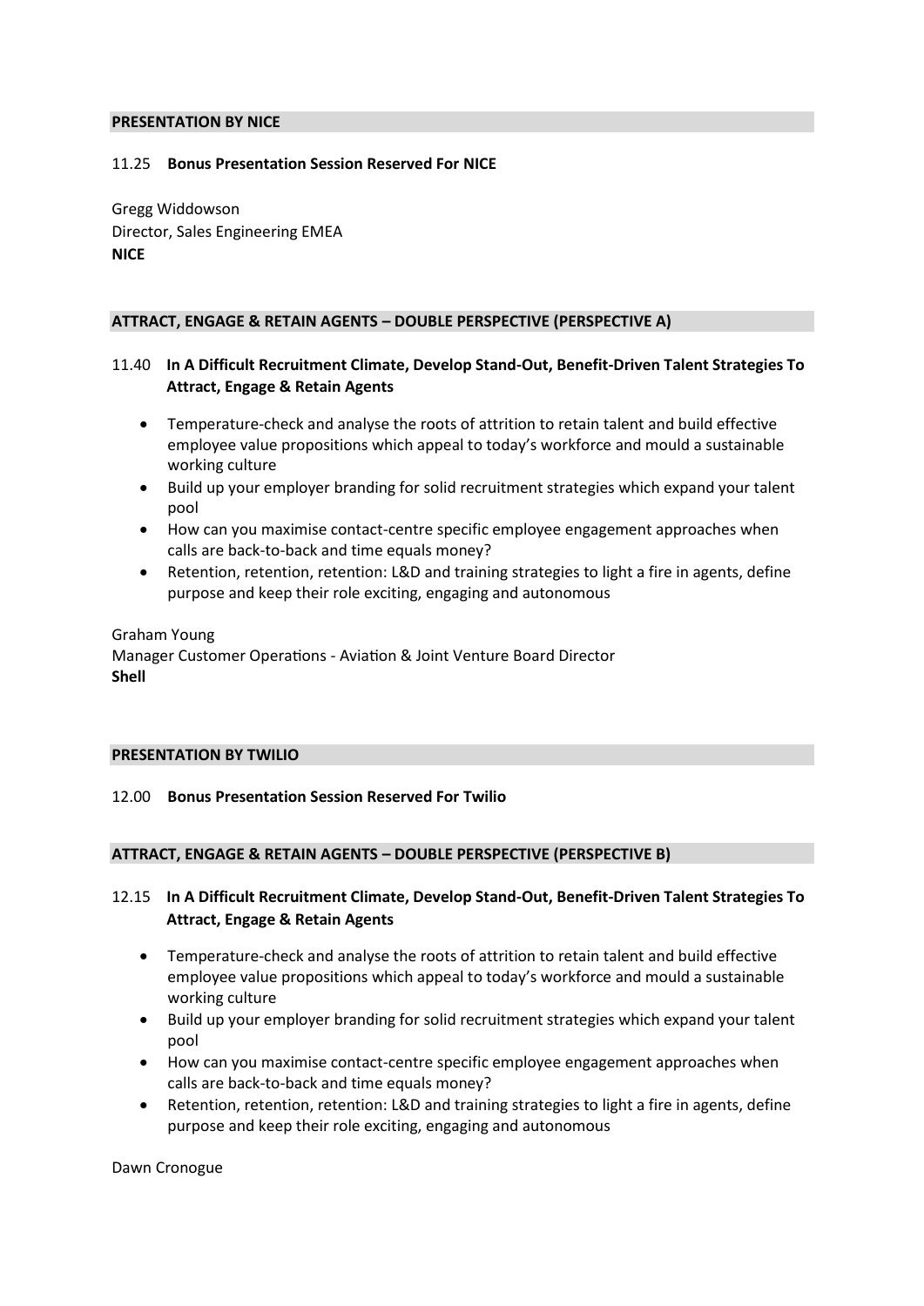## PRESENTATION BY NICE

11.25 **Bonus Presentation Session Reserved For NICE**

Gregg Widdowson
Director, Sales Engineering EMEA
**NICE**

## ATTRACT, ENGAGE & RETAIN AGENTS – DOUBLE PERSPECTIVE (PERSPECTIVE A)

11.40 **In A Difficult Recruitment Climate, Develop Stand-Out, Benefit-Driven Talent Strategies To Attract, Engage & Retain Agents**

- Temperature-check and analyse the roots of attrition to retain talent and build effective employee value propositions which appeal to today's workforce and mould a sustainable working culture
- Build up your employer branding for solid recruitment strategies which expand your talent pool
- How can you maximise contact-centre specific employee engagement approaches when calls are back-to-back and time equals money?
- Retention, retention, retention: L&D and training strategies to light a fire in agents, define purpose and keep their role exciting, engaging and autonomous

Graham Young
Manager Customer Operations - Aviation & Joint Venture Board Director
**Shell**

## PRESENTATION BY TWILIO

12.00 **Bonus Presentation Session Reserved For Twilio**

## ATTRACT, ENGAGE & RETAIN AGENTS – DOUBLE PERSPECTIVE (PERSPECTIVE B)

12.15 **In A Difficult Recruitment Climate, Develop Stand-Out, Benefit-Driven Talent Strategies To Attract, Engage & Retain Agents**

- Temperature-check and analyse the roots of attrition to retain talent and build effective employee value propositions which appeal to today's workforce and mould a sustainable working culture
- Build up your employer branding for solid recruitment strategies which expand your talent pool
- How can you maximise contact-centre specific employee engagement approaches when calls are back-to-back and time equals money?
- Retention, retention, retention: L&D and training strategies to light a fire in agents, define purpose and keep their role exciting, engaging and autonomous

Dawn Cronogue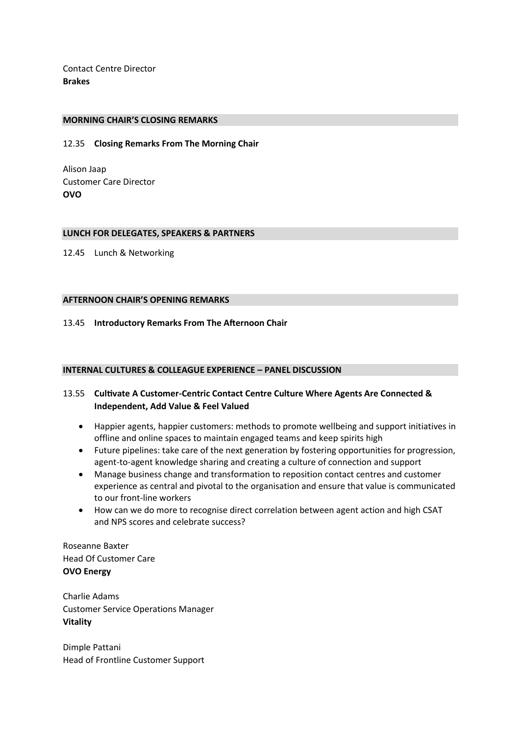Contact Centre Director
**Brakes**

## MORNING CHAIR'S CLOSING REMARKS

12.35 **Closing Remarks From The Morning Chair**

Alison Jaap
Customer Care Director
**OVO**

## LUNCH FOR DELEGATES, SPEAKERS & PARTNERS

12.45 Lunch & Networking

## AFTERNOON CHAIR'S OPENING REMARKS

13.45 **Introductory Remarks From The Afternoon Chair**

## INTERNAL CULTURES & COLLEAGUE EXPERIENCE – PANEL DISCUSSION

13.55 **Cultivate A Customer-Centric Contact Centre Culture Where Agents Are Connected & Independent, Add Value & Feel Valued**

- Happier agents, happier customers: methods to promote wellbeing and support initiatives in offline and online spaces to maintain engaged teams and keep spirits high
- Future pipelines: take care of the next generation by fostering opportunities for progression, agent-to-agent knowledge sharing and creating a culture of connection and support
- Manage business change and transformation to reposition contact centres and customer experience as central and pivotal to the organisation and ensure that value is communicated to our front-line workers
- How can we do more to recognise direct correlation between agent action and high CSAT and NPS scores and celebrate success?

Roseanne Baxter
Head Of Customer Care
**OVO Energy**

Charlie Adams
Customer Service Operations Manager
**Vitality**

Dimple Pattani
Head of Frontline Customer Support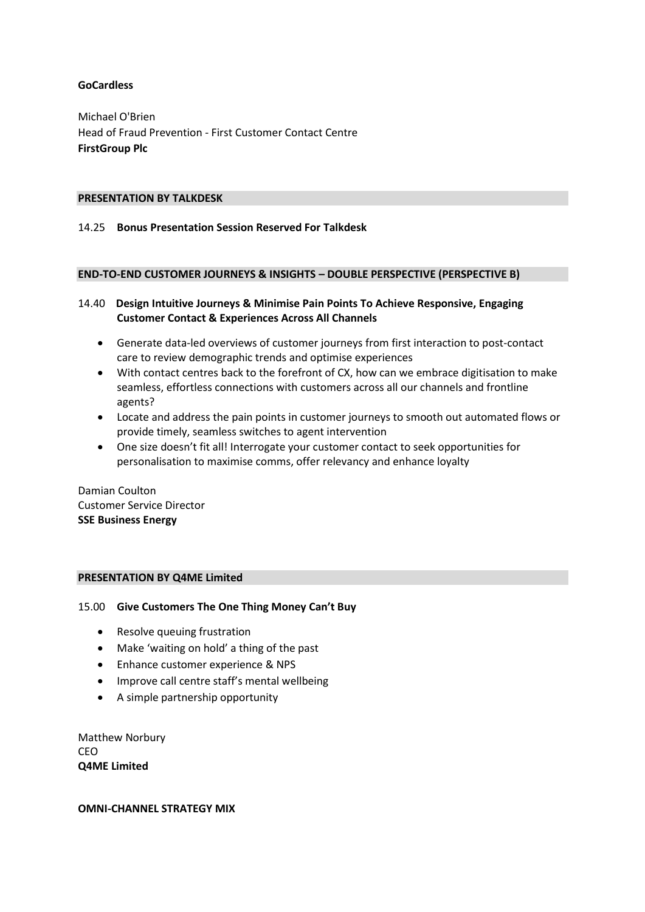**GoCardless**

Michael O'Brien
Head of Fraud Prevention - First Customer Contact Centre
**FirstGroup Plc**

## PRESENTATION BY TALKDESK

14.25 **Bonus Presentation Session Reserved For Talkdesk**

## END-TO-END CUSTOMER JOURNEYS & INSIGHTS – DOUBLE PERSPECTIVE (PERSPECTIVE B)

14.40 **Design Intuitive Journeys & Minimise Pain Points To Achieve Responsive, Engaging Customer Contact & Experiences Across All Channels**

- Generate data-led overviews of customer journeys from first interaction to post-contact care to review demographic trends and optimise experiences
- With contact centres back to the forefront of CX, how can we embrace digitisation to make seamless, effortless connections with customers across all our channels and frontline agents?
- Locate and address the pain points in customer journeys to smooth out automated flows or provide timely, seamless switches to agent intervention
- One size doesn't fit all! Interrogate your customer contact to seek opportunities for personalisation to maximise comms, offer relevancy and enhance loyalty

Damian Coulton
Customer Service Director
**SSE Business Energy**

## PRESENTATION BY Q4ME Limited

15.00 **Give Customers The One Thing Money Can't Buy**

- Resolve queuing frustration
- Make 'waiting on hold' a thing of the past
- Enhance customer experience & NPS
- Improve call centre staff's mental wellbeing
- A simple partnership opportunity

Matthew Norbury
CEO
**Q4ME Limited**

## OMNI-CHANNEL STRATEGY MIX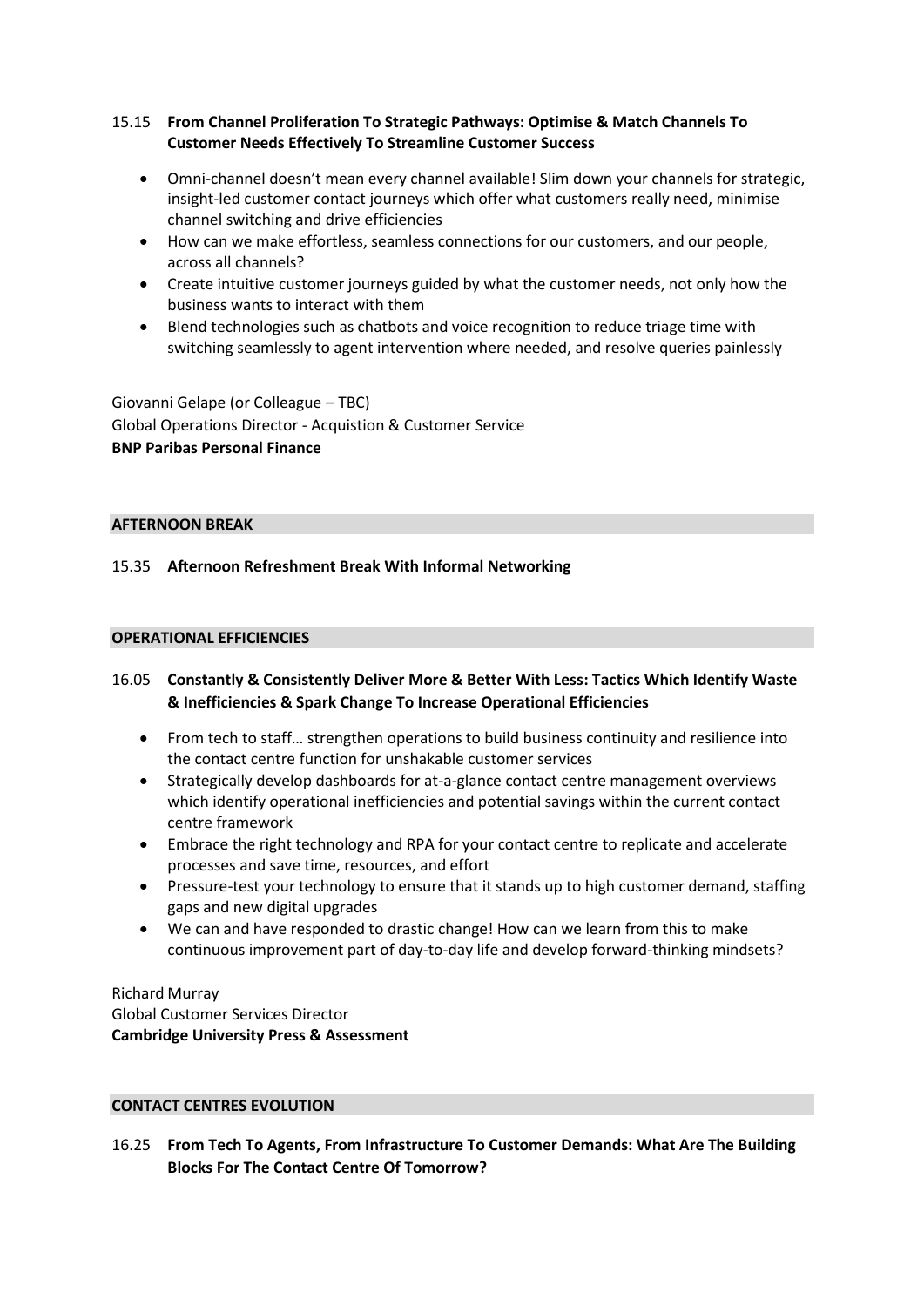15.15 **From Channel Proliferation To Strategic Pathways: Optimise & Match Channels To Customer Needs Effectively To Streamline Customer Success**

- Omni-channel doesn't mean every channel available! Slim down your channels for strategic, insight-led customer contact journeys which offer what customers really need, minimise channel switching and drive efficiencies
- How can we make effortless, seamless connections for our customers, and our people, across all channels?
- Create intuitive customer journeys guided by what the customer needs, not only how the business wants to interact with them
- Blend technologies such as chatbots and voice recognition to reduce triage time with switching seamlessly to agent intervention where needed, and resolve queries painlessly

Giovanni Gelape (or Colleague – TBC)
Global Operations Director - Acquistion & Customer Service
**BNP Paribas Personal Finance**

**AFTERNOON BREAK**

15.35 **Afternoon Refreshment Break With Informal Networking**

**OPERATIONAL EFFICIENCIES**

16.05 **Constantly & Consistently Deliver More & Better With Less: Tactics Which Identify Waste & Inefficiencies & Spark Change To Increase Operational Efficiencies**

- From tech to staff… strengthen operations to build business continuity and resilience into the contact centre function for unshakable customer services
- Strategically develop dashboards for at-a-glance contact centre management overviews which identify operational inefficiencies and potential savings within the current contact centre framework
- Embrace the right technology and RPA for your contact centre to replicate and accelerate processes and save time, resources, and effort
- Pressure-test your technology to ensure that it stands up to high customer demand, staffing gaps and new digital upgrades
- We can and have responded to drastic change! How can we learn from this to make continuous improvement part of day-to-day life and develop forward-thinking mindsets?

Richard Murray
Global Customer Services Director
**Cambridge University Press & Assessment**

**CONTACT CENTRES EVOLUTION**

16.25 **From Tech To Agents, From Infrastructure To Customer Demands: What Are The Building Blocks For The Contact Centre Of Tomorrow?**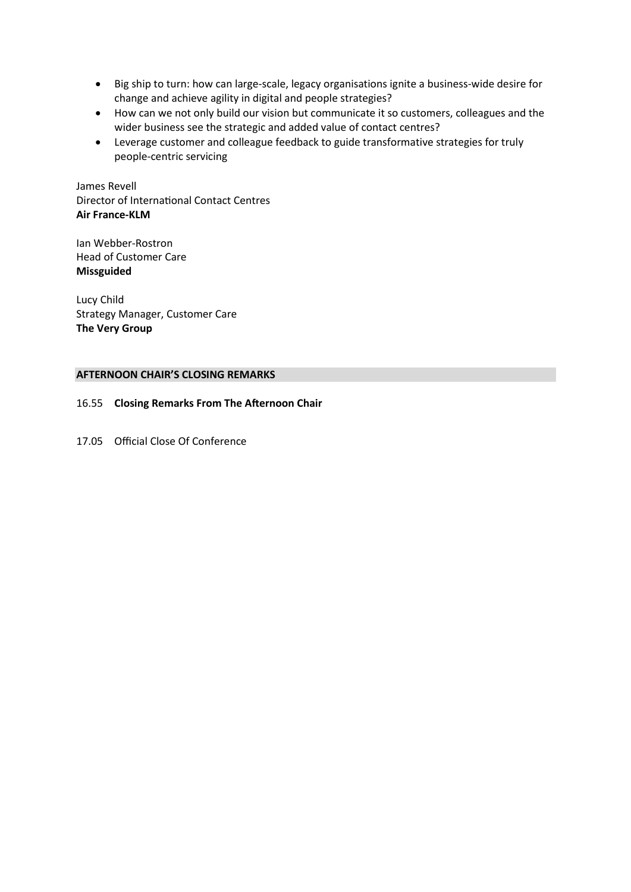- Big ship to turn: how can large-scale, legacy organisations ignite a business-wide desire for change and achieve agility in digital and people strategies?
- How can we not only build our vision but communicate it so customers, colleagues and the wider business see the strategic and added value of contact centres?
- Leverage customer and colleague feedback to guide transformative strategies for truly people-centric servicing

James Revell
Director of International Contact Centres
**Air France-KLM**

Ian Webber-Rostron
Head of Customer Care
**Missguided**

Lucy Child
Strategy Manager, Customer Care
**The Very Group**

## AFTERNOON CHAIR'S CLOSING REMARKS

16.55 **Closing Remarks From The Afternoon Chair**

17.05 Official Close Of Conference